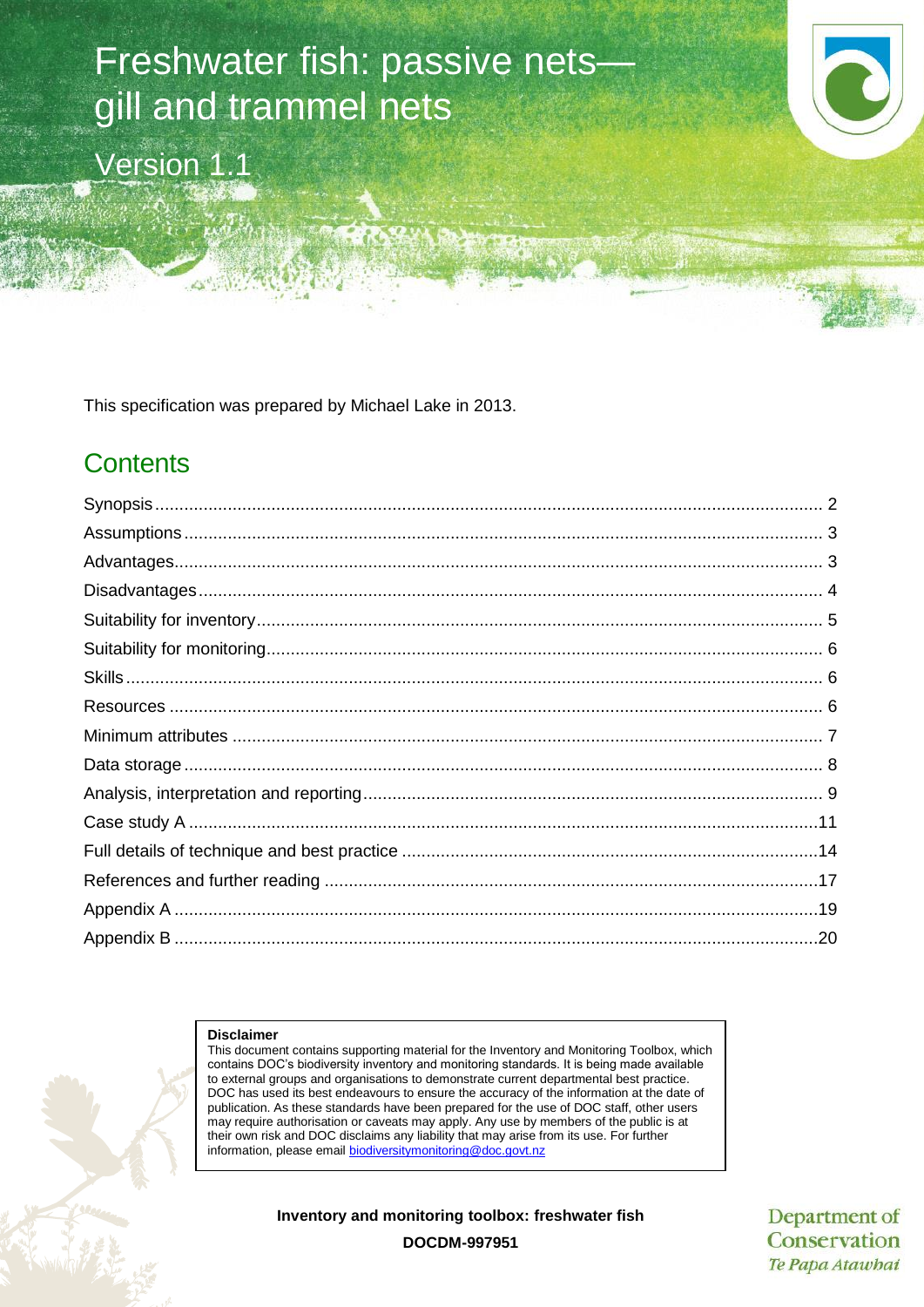# Freshwater fish: passive nets—gill and trammel nets

Version 1.1

This specification was prepared by Michael Lake in 2013.

## Contents

| | |
|---|---|
| Synopsis | 2 |
| Assumptions | 3 |
| Advantages | 3 |
| Disadvantages | 4 |
| Suitability for inventory | 5 |
| Suitability for monitoring | 6 |
| Skills | 6 |
| Resources | 6 |
| Minimum attributes | 7 |
| Data storage | 8 |
| Analysis, interpretation and reporting | 9 |
| Case study A | 11 |
| Full details of technique and best practice | 14 |
| References and further reading | 17 |
| Appendix A | 19 |
| Appendix B | 20 |

**Disclaimer**

This document contains supporting material for the Inventory and Monitoring Toolbox, which contains DOC's biodiversity inventory and monitoring standards. It is being made available to external groups and organisations to demonstrate current departmental best practice. DOC has used its best endeavours to ensure the accuracy of the information at the date of publication. As these standards have been prepared for the use of DOC staff, other users may require authorisation or caveats may apply. Any use by members of the public is at their own risk and DOC disclaims any liability that may arise from its use. For further information, please email biodiversitymonitoring@doc.govt.nz

**Inventory and monitoring toolbox: freshwater fish**

**DOCDM-997951**

Department of Conservation
*Te Papa Atawhai*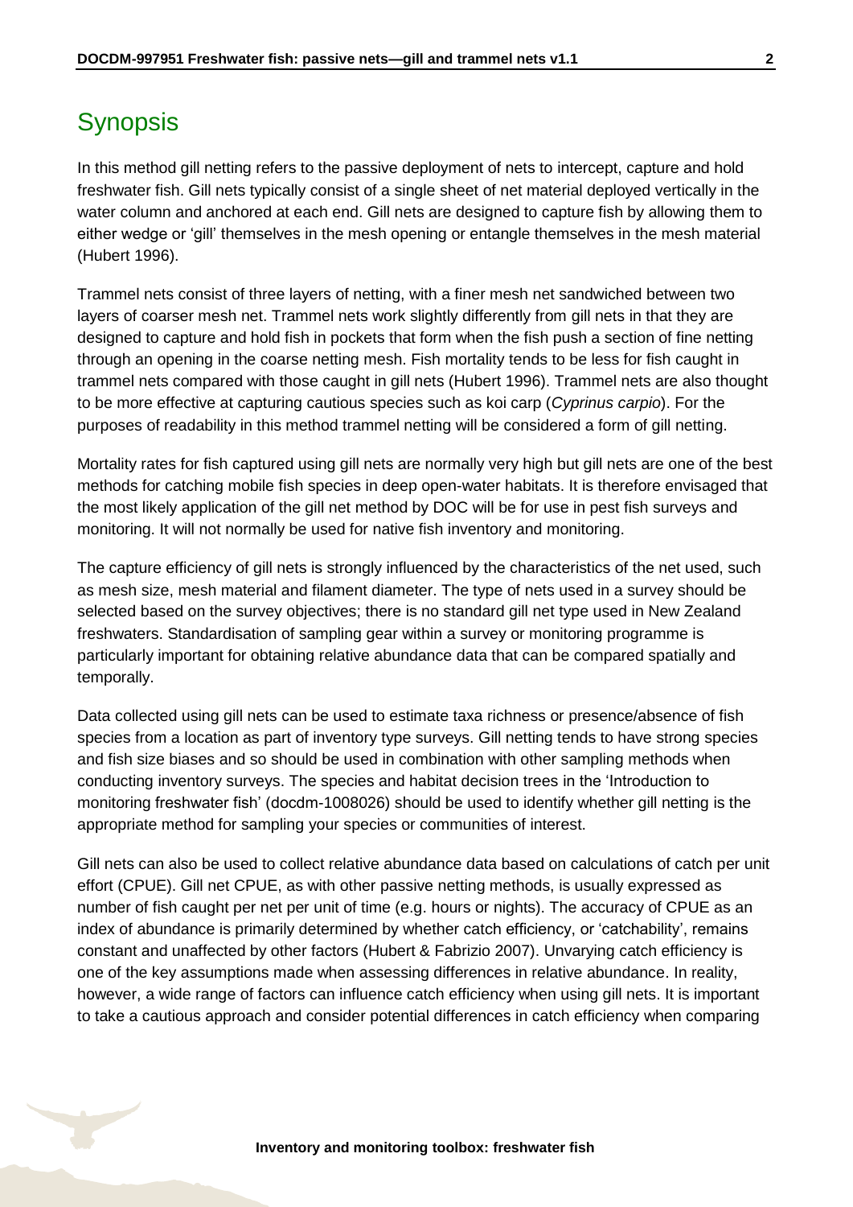## Synopsis

In this method gill netting refers to the passive deployment of nets to intercept, capture and hold freshwater fish. Gill nets typically consist of a single sheet of net material deployed vertically in the water column and anchored at each end. Gill nets are designed to capture fish by allowing them to either wedge or 'gill' themselves in the mesh opening or entangle themselves in the mesh material (Hubert 1996).

Trammel nets consist of three layers of netting, with a finer mesh net sandwiched between two layers of coarser mesh net. Trammel nets work slightly differently from gill nets in that they are designed to capture and hold fish in pockets that form when the fish push a section of fine netting through an opening in the coarse netting mesh. Fish mortality tends to be less for fish caught in trammel nets compared with those caught in gill nets (Hubert 1996). Trammel nets are also thought to be more effective at capturing cautious species such as koi carp (*Cyprinus carpio*). For the purposes of readability in this method trammel netting will be considered a form of gill netting.

Mortality rates for fish captured using gill nets are normally very high but gill nets are one of the best methods for catching mobile fish species in deep open-water habitats. It is therefore envisaged that the most likely application of the gill net method by DOC will be for use in pest fish surveys and monitoring. It will not normally be used for native fish inventory and monitoring.

The capture efficiency of gill nets is strongly influenced by the characteristics of the net used, such as mesh size, mesh material and filament diameter. The type of nets used in a survey should be selected based on the survey objectives; there is no standard gill net type used in New Zealand freshwaters. Standardisation of sampling gear within a survey or monitoring programme is particularly important for obtaining relative abundance data that can be compared spatially and temporally.

Data collected using gill nets can be used to estimate taxa richness or presence/absence of fish species from a location as part of inventory type surveys. Gill netting tends to have strong species and fish size biases and so should be used in combination with other sampling methods when conducting inventory surveys. The species and habitat decision trees in the 'Introduction to monitoring freshwater fish' (docdm-1008026) should be used to identify whether gill netting is the appropriate method for sampling your species or communities of interest.

Gill nets can also be used to collect relative abundance data based on calculations of catch per unit effort (CPUE). Gill net CPUE, as with other passive netting methods, is usually expressed as number of fish caught per net per unit of time (e.g. hours or nights). The accuracy of CPUE as an index of abundance is primarily determined by whether catch efficiency, or 'catchability', remains constant and unaffected by other factors (Hubert & Fabrizio 2007). Unvarying catch efficiency is one of the key assumptions made when assessing differences in relative abundance. In reality, however, a wide range of factors can influence catch efficiency when using gill nets. It is important to take a cautious approach and consider potential differences in catch efficiency when comparing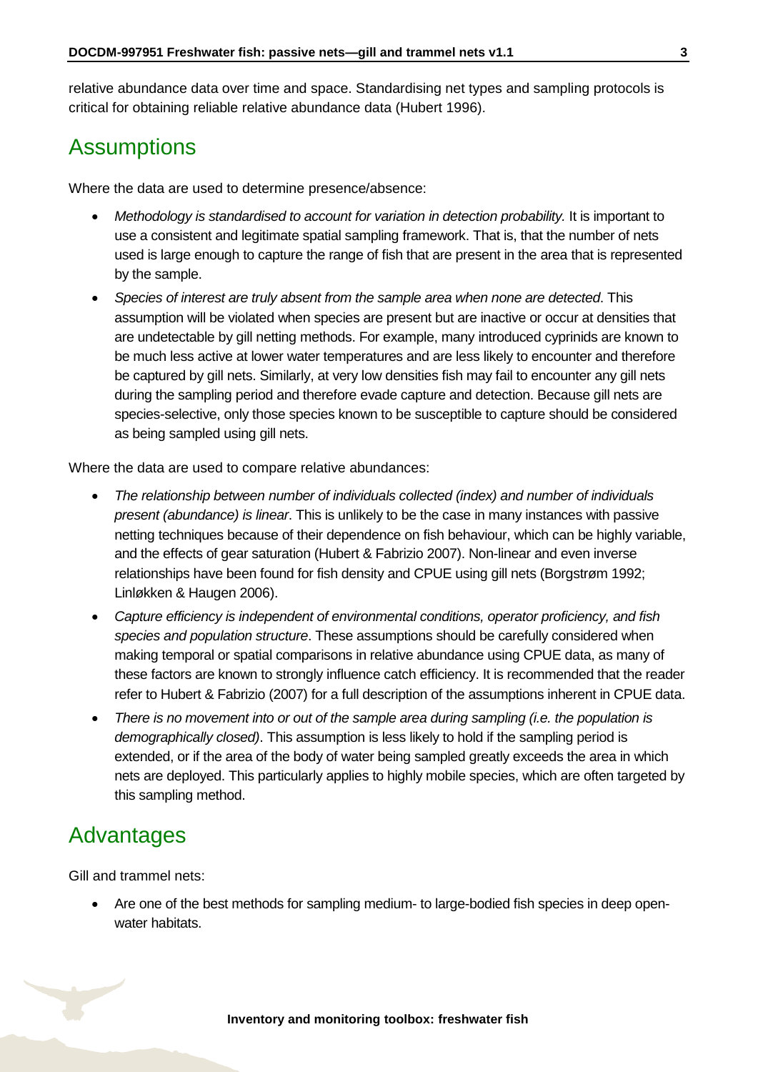relative abundance data over time and space. Standardising net types and sampling protocols is critical for obtaining reliable relative abundance data (Hubert 1996).

## Assumptions

Where the data are used to determine presence/absence:

- *Methodology is standardised to account for variation in detection probability.* It is important to use a consistent and legitimate spatial sampling framework. That is, that the number of nets used is large enough to capture the range of fish that are present in the area that is represented by the sample.
- *Species of interest are truly absent from the sample area when none are detected*. This assumption will be violated when species are present but are inactive or occur at densities that are undetectable by gill netting methods. For example, many introduced cyprinids are known to be much less active at lower water temperatures and are less likely to encounter and therefore be captured by gill nets. Similarly, at very low densities fish may fail to encounter any gill nets during the sampling period and therefore evade capture and detection. Because gill nets are species-selective, only those species known to be susceptible to capture should be considered as being sampled using gill nets.

Where the data are used to compare relative abundances:

- *The relationship between number of individuals collected (index) and number of individuals present (abundance) is linear*. This is unlikely to be the case in many instances with passive netting techniques because of their dependence on fish behaviour, which can be highly variable, and the effects of gear saturation (Hubert & Fabrizio 2007). Non-linear and even inverse relationships have been found for fish density and CPUE using gill nets (Borgstrøm 1992; Linløkken & Haugen 2006).
- *Capture efficiency is independent of environmental conditions, operator proficiency, and fish species and population structure*. These assumptions should be carefully considered when making temporal or spatial comparisons in relative abundance using CPUE data, as many of these factors are known to strongly influence catch efficiency. It is recommended that the reader refer to Hubert & Fabrizio (2007) for a full description of the assumptions inherent in CPUE data.
- *There is no movement into or out of the sample area during sampling (i.e. the population is demographically closed)*. This assumption is less likely to hold if the sampling period is extended, or if the area of the body of water being sampled greatly exceeds the area in which nets are deployed. This particularly applies to highly mobile species, which are often targeted by this sampling method.

## Advantages

Gill and trammel nets:

- Are one of the best methods for sampling medium- to large-bodied fish species in deep open-water habitats.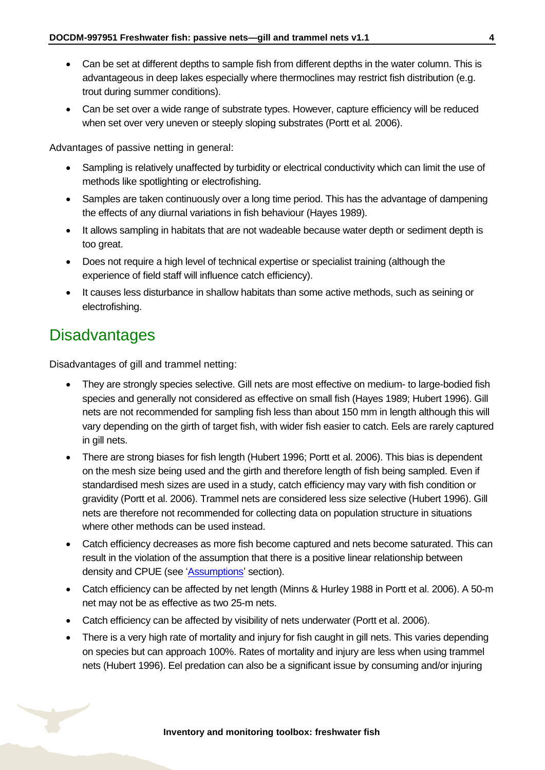- Can be set at different depths to sample fish from different depths in the water column. This is advantageous in deep lakes especially where thermoclines may restrict fish distribution (e.g. trout during summer conditions).
- Can be set over a wide range of substrate types. However, capture efficiency will be reduced when set over very uneven or steeply sloping substrates (Portt et al*.* 2006).

Advantages of passive netting in general:

- Sampling is relatively unaffected by turbidity or electrical conductivity which can limit the use of methods like spotlighting or electrofishing.
- Samples are taken continuously over a long time period. This has the advantage of dampening the effects of any diurnal variations in fish behaviour (Hayes 1989).
- It allows sampling in habitats that are not wadeable because water depth or sediment depth is too great.
- Does not require a high level of technical expertise or specialist training (although the experience of field staff will influence catch efficiency).
- It causes less disturbance in shallow habitats than some active methods, such as seining or electrofishing.

## Disadvantages

Disadvantages of gill and trammel netting:

- They are strongly species selective. Gill nets are most effective on medium- to large-bodied fish species and generally not considered as effective on small fish (Hayes 1989; Hubert 1996). Gill nets are not recommended for sampling fish less than about 150 mm in length although this will vary depending on the girth of target fish, with wider fish easier to catch. Eels are rarely captured in gill nets.
- There are strong biases for fish length (Hubert 1996; Portt et al. 2006). This bias is dependent on the mesh size being used and the girth and therefore length of fish being sampled. Even if standardised mesh sizes are used in a study, catch efficiency may vary with fish condition or gravidity (Portt et al. 2006). Trammel nets are considered less size selective (Hubert 1996). Gill nets are therefore not recommended for collecting data on population structure in situations where other methods can be used instead.
- Catch efficiency decreases as more fish become captured and nets become saturated. This can result in the violation of the assumption that there is a positive linear relationship between density and CPUE (see 'Assumptions' section).
- Catch efficiency can be affected by net length (Minns & Hurley 1988 in Portt et al. 2006). A 50-m net may not be as effective as two 25-m nets.
- Catch efficiency can be affected by visibility of nets underwater (Portt et al. 2006).
- There is a very high rate of mortality and injury for fish caught in gill nets. This varies depending on species but can approach 100%. Rates of mortality and injury are less when using trammel nets (Hubert 1996). Eel predation can also be a significant issue by consuming and/or injuring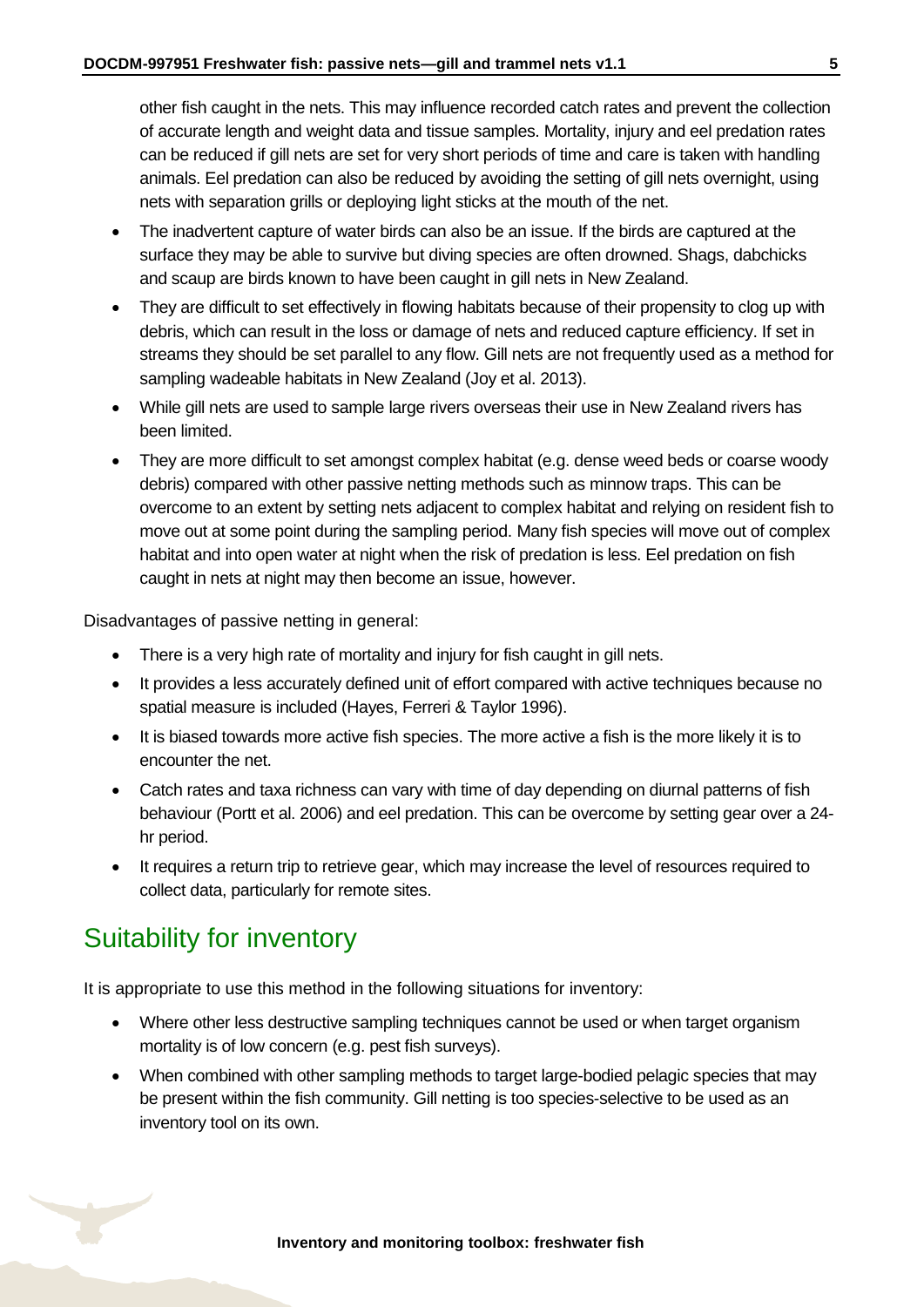other fish caught in the nets. This may influence recorded catch rates and prevent the collection of accurate length and weight data and tissue samples. Mortality, injury and eel predation rates can be reduced if gill nets are set for very short periods of time and care is taken with handling animals. Eel predation can also be reduced by avoiding the setting of gill nets overnight, using nets with separation grills or deploying light sticks at the mouth of the net.

- The inadvertent capture of water birds can also be an issue. If the birds are captured at the surface they may be able to survive but diving species are often drowned. Shags, dabchicks and scaup are birds known to have been caught in gill nets in New Zealand.
- They are difficult to set effectively in flowing habitats because of their propensity to clog up with debris, which can result in the loss or damage of nets and reduced capture efficiency. If set in streams they should be set parallel to any flow. Gill nets are not frequently used as a method for sampling wadeable habitats in New Zealand (Joy et al. 2013).
- While gill nets are used to sample large rivers overseas their use in New Zealand rivers has been limited.
- They are more difficult to set amongst complex habitat (e.g. dense weed beds or coarse woody debris) compared with other passive netting methods such as minnow traps. This can be overcome to an extent by setting nets adjacent to complex habitat and relying on resident fish to move out at some point during the sampling period. Many fish species will move out of complex habitat and into open water at night when the risk of predation is less. Eel predation on fish caught in nets at night may then become an issue, however.

Disadvantages of passive netting in general:

- There is a very high rate of mortality and injury for fish caught in gill nets.
- It provides a less accurately defined unit of effort compared with active techniques because no spatial measure is included (Hayes, Ferreri & Taylor 1996).
- It is biased towards more active fish species. The more active a fish is the more likely it is to encounter the net.
- Catch rates and taxa richness can vary with time of day depending on diurnal patterns of fish behaviour (Portt et al. 2006) and eel predation. This can be overcome by setting gear over a 24-hr period.
- It requires a return trip to retrieve gear, which may increase the level of resources required to collect data, particularly for remote sites.

## Suitability for inventory

It is appropriate to use this method in the following situations for inventory:

- Where other less destructive sampling techniques cannot be used or when target organism mortality is of low concern (e.g. pest fish surveys).
- When combined with other sampling methods to target large-bodied pelagic species that may be present within the fish community. Gill netting is too species-selective to be used as an inventory tool on its own.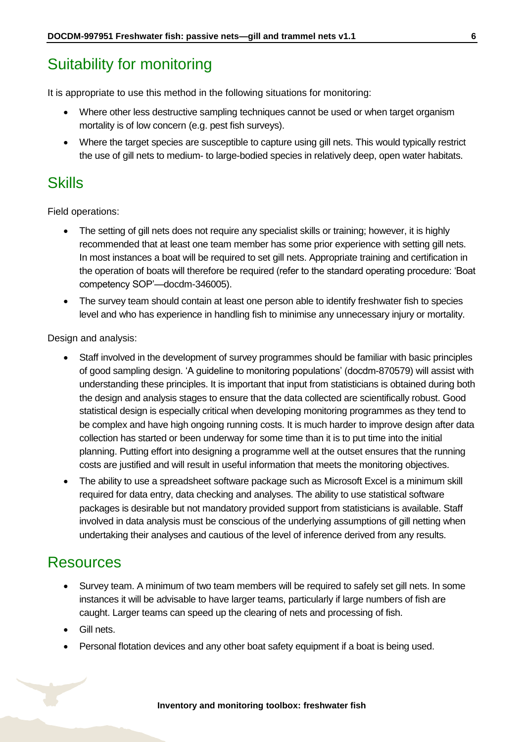## Suitability for monitoring

It is appropriate to use this method in the following situations for monitoring:

- Where other less destructive sampling techniques cannot be used or when target organism mortality is of low concern (e.g. pest fish surveys).
- Where the target species are susceptible to capture using gill nets. This would typically restrict the use of gill nets to medium- to large-bodied species in relatively deep, open water habitats.

## Skills

Field operations:

- The setting of gill nets does not require any specialist skills or training; however, it is highly recommended that at least one team member has some prior experience with setting gill nets. In most instances a boat will be required to set gill nets. Appropriate training and certification in the operation of boats will therefore be required (refer to the standard operating procedure: 'Boat competency SOP'—docdm-346005).
- The survey team should contain at least one person able to identify freshwater fish to species level and who has experience in handling fish to minimise any unnecessary injury or mortality.

Design and analysis:

- Staff involved in the development of survey programmes should be familiar with basic principles of good sampling design. 'A guideline to monitoring populations' (docdm-870579) will assist with understanding these principles. It is important that input from statisticians is obtained during both the design and analysis stages to ensure that the data collected are scientifically robust. Good statistical design is especially critical when developing monitoring programmes as they tend to be complex and have high ongoing running costs. It is much harder to improve design after data collection has started or been underway for some time than it is to put time into the initial planning. Putting effort into designing a programme well at the outset ensures that the running costs are justified and will result in useful information that meets the monitoring objectives.
- The ability to use a spreadsheet software package such as Microsoft Excel is a minimum skill required for data entry, data checking and analyses. The ability to use statistical software packages is desirable but not mandatory provided support from statisticians is available. Staff involved in data analysis must be conscious of the underlying assumptions of gill netting when undertaking their analyses and cautious of the level of inference derived from any results.

## Resources

- Survey team. A minimum of two team members will be required to safely set gill nets. In some instances it will be advisable to have larger teams, particularly if large numbers of fish are caught. Larger teams can speed up the clearing of nets and processing of fish.
- Gill nets.
- Personal flotation devices and any other boat safety equipment if a boat is being used.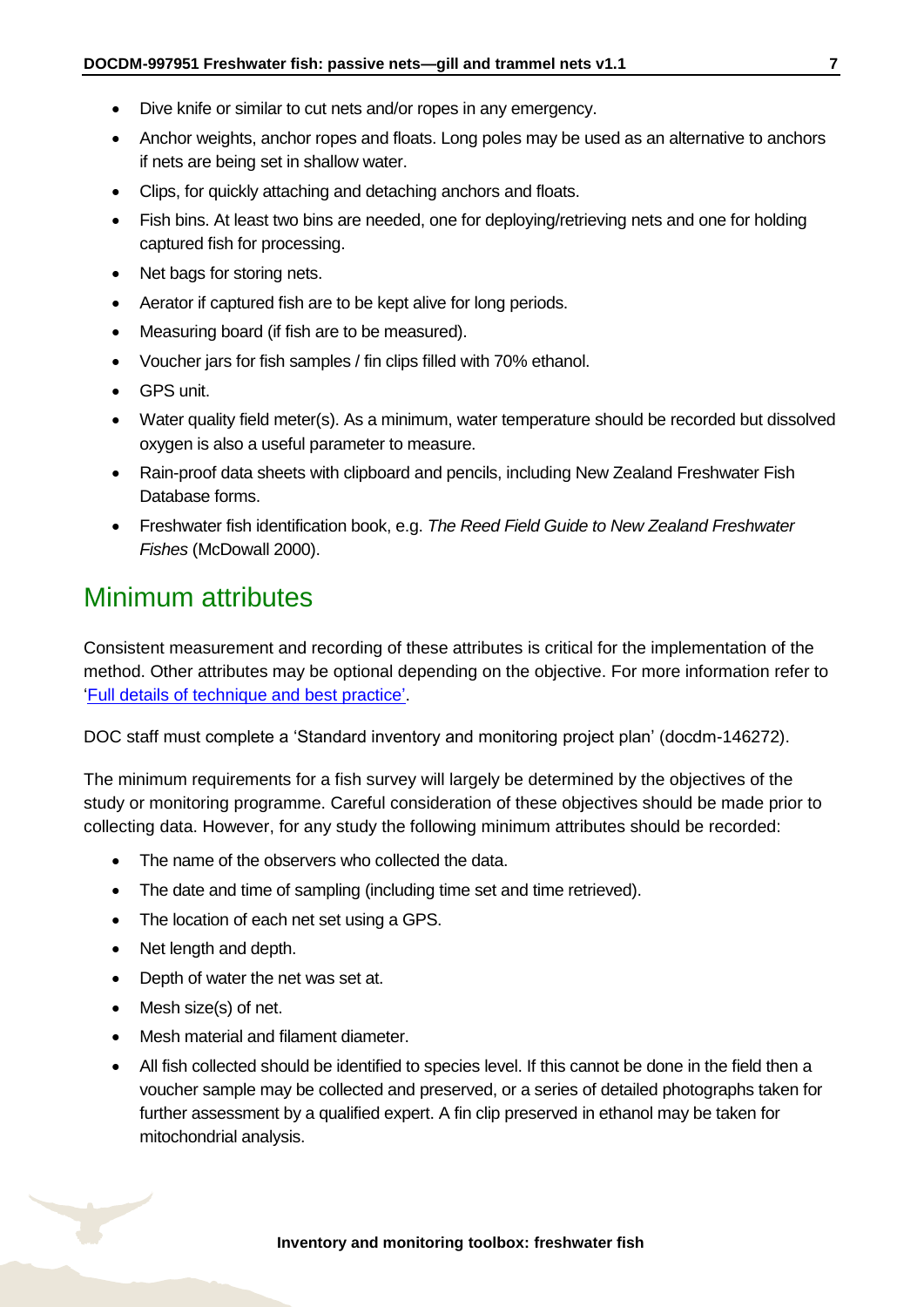- Dive knife or similar to cut nets and/or ropes in any emergency.
- Anchor weights, anchor ropes and floats. Long poles may be used as an alternative to anchors if nets are being set in shallow water.
- Clips, for quickly attaching and detaching anchors and floats.
- Fish bins. At least two bins are needed, one for deploying/retrieving nets and one for holding captured fish for processing.
- Net bags for storing nets.
- Aerator if captured fish are to be kept alive for long periods.
- Measuring board (if fish are to be measured).
- Voucher jars for fish samples / fin clips filled with 70% ethanol.
- GPS unit.
- Water quality field meter(s). As a minimum, water temperature should be recorded but dissolved oxygen is also a useful parameter to measure.
- Rain-proof data sheets with clipboard and pencils, including New Zealand Freshwater Fish Database forms.
- Freshwater fish identification book, e.g. *The Reed Field Guide to New Zealand Freshwater Fishes* (McDowall 2000).

## Minimum attributes

Consistent measurement and recording of these attributes is critical for the implementation of the method. Other attributes may be optional depending on the objective. For more information refer to 'Full details of technique and best practice'.

DOC staff must complete a 'Standard inventory and monitoring project plan' (docdm-146272).

The minimum requirements for a fish survey will largely be determined by the objectives of the study or monitoring programme. Careful consideration of these objectives should be made prior to collecting data. However, for any study the following minimum attributes should be recorded:

- The name of the observers who collected the data.
- The date and time of sampling (including time set and time retrieved).
- The location of each net set using a GPS.
- Net length and depth.
- Depth of water the net was set at.
- Mesh size(s) of net.
- Mesh material and filament diameter.
- All fish collected should be identified to species level. If this cannot be done in the field then a voucher sample may be collected and preserved, or a series of detailed photographs taken for further assessment by a qualified expert. A fin clip preserved in ethanol may be taken for mitochondrial analysis.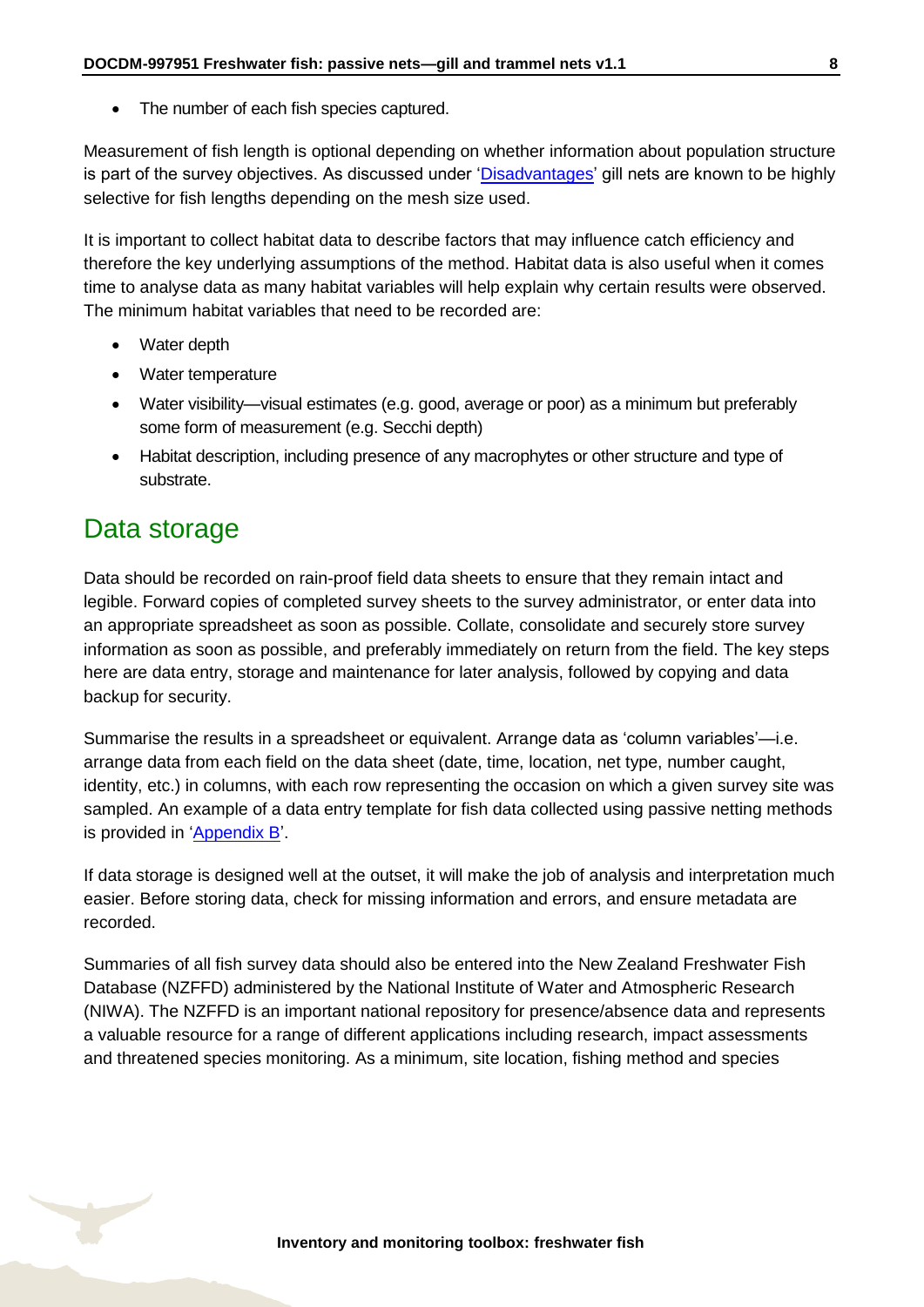- The number of each fish species captured.

Measurement of fish length is optional depending on whether information about population structure is part of the survey objectives. As discussed under 'Disadvantages' gill nets are known to be highly selective for fish lengths depending on the mesh size used.

It is important to collect habitat data to describe factors that may influence catch efficiency and therefore the key underlying assumptions of the method. Habitat data is also useful when it comes time to analyse data as many habitat variables will help explain why certain results were observed. The minimum habitat variables that need to be recorded are:

- Water depth
- Water temperature
- Water visibility—visual estimates (e.g. good, average or poor) as a minimum but preferably some form of measurement (e.g. Secchi depth)
- Habitat description, including presence of any macrophytes or other structure and type of substrate.

## Data storage

Data should be recorded on rain-proof field data sheets to ensure that they remain intact and legible. Forward copies of completed survey sheets to the survey administrator, or enter data into an appropriate spreadsheet as soon as possible. Collate, consolidate and securely store survey information as soon as possible, and preferably immediately on return from the field. The key steps here are data entry, storage and maintenance for later analysis, followed by copying and data backup for security.

Summarise the results in a spreadsheet or equivalent. Arrange data as 'column variables'—i.e. arrange data from each field on the data sheet (date, time, location, net type, number caught, identity, etc.) in columns, with each row representing the occasion on which a given survey site was sampled. An example of a data entry template for fish data collected using passive netting methods is provided in 'Appendix B'.

If data storage is designed well at the outset, it will make the job of analysis and interpretation much easier. Before storing data, check for missing information and errors, and ensure metadata are recorded.

Summaries of all fish survey data should also be entered into the New Zealand Freshwater Fish Database (NZFFD) administered by the National Institute of Water and Atmospheric Research (NIWA). The NZFFD is an important national repository for presence/absence data and represents a valuable resource for a range of different applications including research, impact assessments and threatened species monitoring. As a minimum, site location, fishing method and species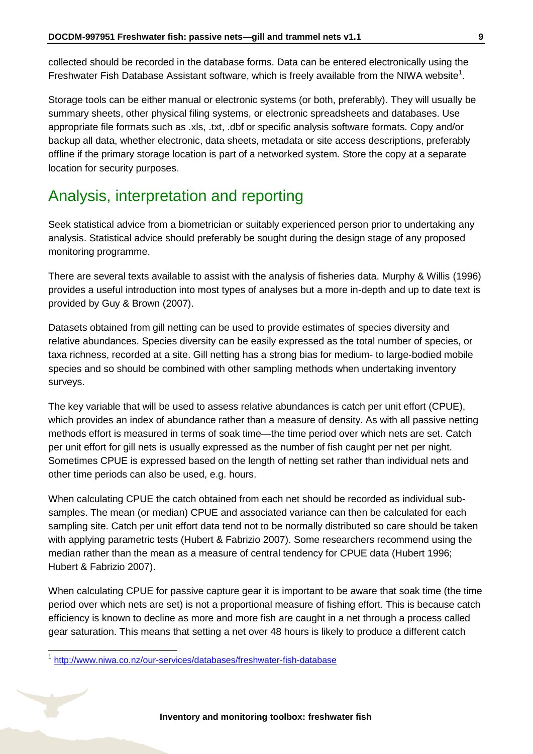collected should be recorded in the database forms. Data can be entered electronically using the Freshwater Fish Database Assistant software, which is freely available from the NIWA website[1].

Storage tools can be either manual or electronic systems (or both, preferably). They will usually be summary sheets, other physical filing systems, or electronic spreadsheets and databases. Use appropriate file formats such as .xls, .txt, .dbf or specific analysis software formats. Copy and/or backup all data, whether electronic, data sheets, metadata or site access descriptions, preferably offline if the primary storage location is part of a networked system. Store the copy at a separate location for security purposes.

## Analysis, interpretation and reporting

Seek statistical advice from a biometrician or suitably experienced person prior to undertaking any analysis. Statistical advice should preferably be sought during the design stage of any proposed monitoring programme.

There are several texts available to assist with the analysis of fisheries data. Murphy & Willis (1996) provides a useful introduction into most types of analyses but a more in-depth and up to date text is provided by Guy & Brown (2007).

Datasets obtained from gill netting can be used to provide estimates of species diversity and relative abundances. Species diversity can be easily expressed as the total number of species, or taxa richness, recorded at a site. Gill netting has a strong bias for medium- to large-bodied mobile species and so should be combined with other sampling methods when undertaking inventory surveys.

The key variable that will be used to assess relative abundances is catch per unit effort (CPUE), which provides an index of abundance rather than a measure of density. As with all passive netting methods effort is measured in terms of soak time—the time period over which nets are set. Catch per unit effort for gill nets is usually expressed as the number of fish caught per net per night. Sometimes CPUE is expressed based on the length of netting set rather than individual nets and other time periods can also be used, e.g. hours.

When calculating CPUE the catch obtained from each net should be recorded as individual sub-samples. The mean (or median) CPUE and associated variance can then be calculated for each sampling site. Catch per unit effort data tend not to be normally distributed so care should be taken with applying parametric tests (Hubert & Fabrizio 2007). Some researchers recommend using the median rather than the mean as a measure of central tendency for CPUE data (Hubert 1996; Hubert & Fabrizio 2007).

When calculating CPUE for passive capture gear it is important to be aware that soak time (the time period over which nets are set) is not a proportional measure of fishing effort. This is because catch efficiency is known to decline as more and more fish are caught in a net through a process called gear saturation. This means that setting a net over 48 hours is likely to produce a different catch

[1] http://www.niwa.co.nz/our-services/databases/freshwater-fish-database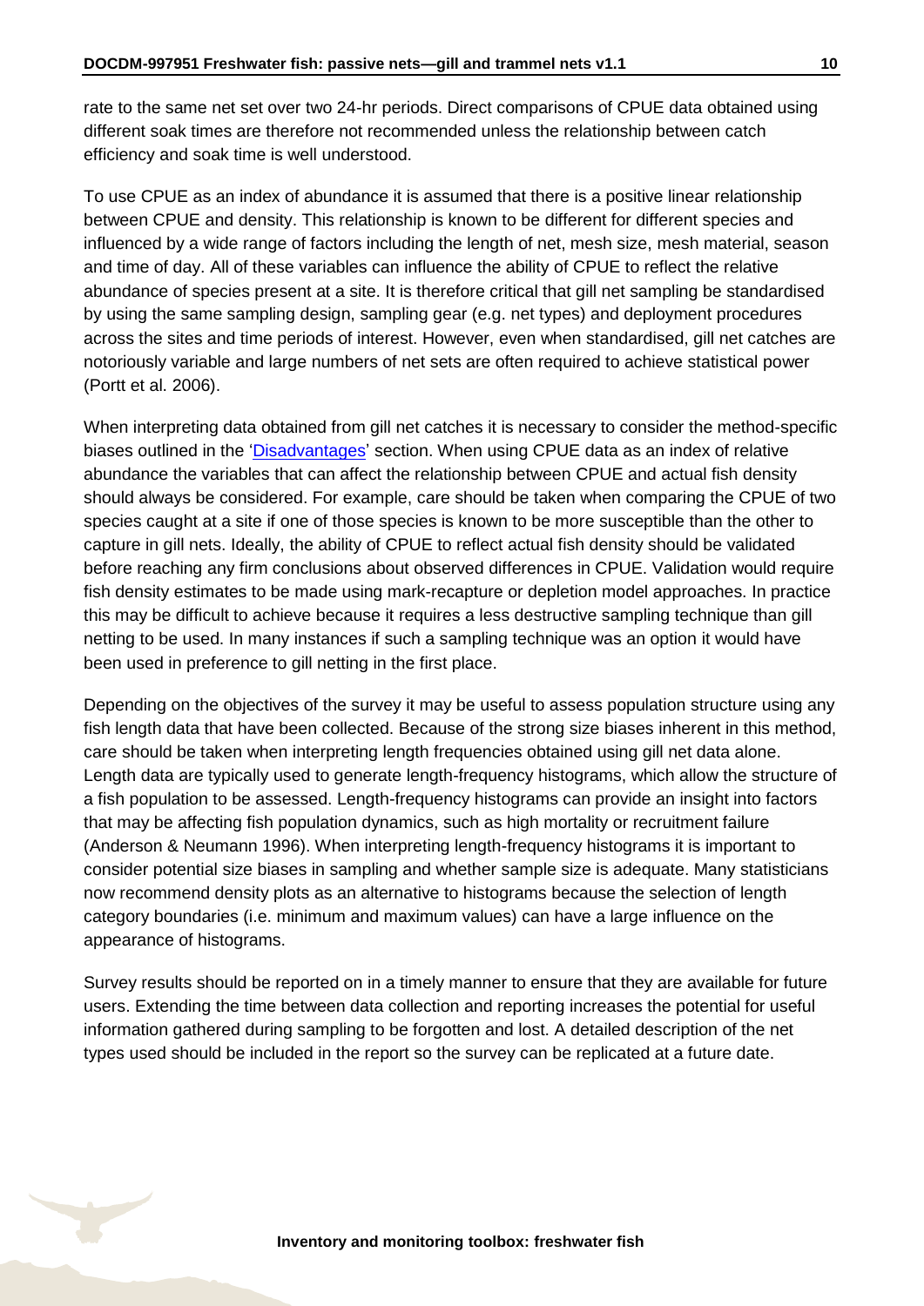rate to the same net set over two 24-hr periods. Direct comparisons of CPUE data obtained using different soak times are therefore not recommended unless the relationship between catch efficiency and soak time is well understood.

To use CPUE as an index of abundance it is assumed that there is a positive linear relationship between CPUE and density. This relationship is known to be different for different species and influenced by a wide range of factors including the length of net, mesh size, mesh material, season and time of day. All of these variables can influence the ability of CPUE to reflect the relative abundance of species present at a site. It is therefore critical that gill net sampling be standardised by using the same sampling design, sampling gear (e.g. net types) and deployment procedures across the sites and time periods of interest. However, even when standardised, gill net catches are notoriously variable and large numbers of net sets are often required to achieve statistical power (Portt et al. 2006).

When interpreting data obtained from gill net catches it is necessary to consider the method-specific biases outlined in the 'Disadvantages' section. When using CPUE data as an index of relative abundance the variables that can affect the relationship between CPUE and actual fish density should always be considered. For example, care should be taken when comparing the CPUE of two species caught at a site if one of those species is known to be more susceptible than the other to capture in gill nets. Ideally, the ability of CPUE to reflect actual fish density should be validated before reaching any firm conclusions about observed differences in CPUE. Validation would require fish density estimates to be made using mark-recapture or depletion model approaches. In practice this may be difficult to achieve because it requires a less destructive sampling technique than gill netting to be used. In many instances if such a sampling technique was an option it would have been used in preference to gill netting in the first place.

Depending on the objectives of the survey it may be useful to assess population structure using any fish length data that have been collected. Because of the strong size biases inherent in this method, care should be taken when interpreting length frequencies obtained using gill net data alone. Length data are typically used to generate length-frequency histograms, which allow the structure of a fish population to be assessed. Length-frequency histograms can provide an insight into factors that may be affecting fish population dynamics, such as high mortality or recruitment failure (Anderson & Neumann 1996). When interpreting length-frequency histograms it is important to consider potential size biases in sampling and whether sample size is adequate. Many statisticians now recommend density plots as an alternative to histograms because the selection of length category boundaries (i.e. minimum and maximum values) can have a large influence on the appearance of histograms.

Survey results should be reported on in a timely manner to ensure that they are available for future users. Extending the time between data collection and reporting increases the potential for useful information gathered during sampling to be forgotten and lost. A detailed description of the net types used should be included in the report so the survey can be replicated at a future date.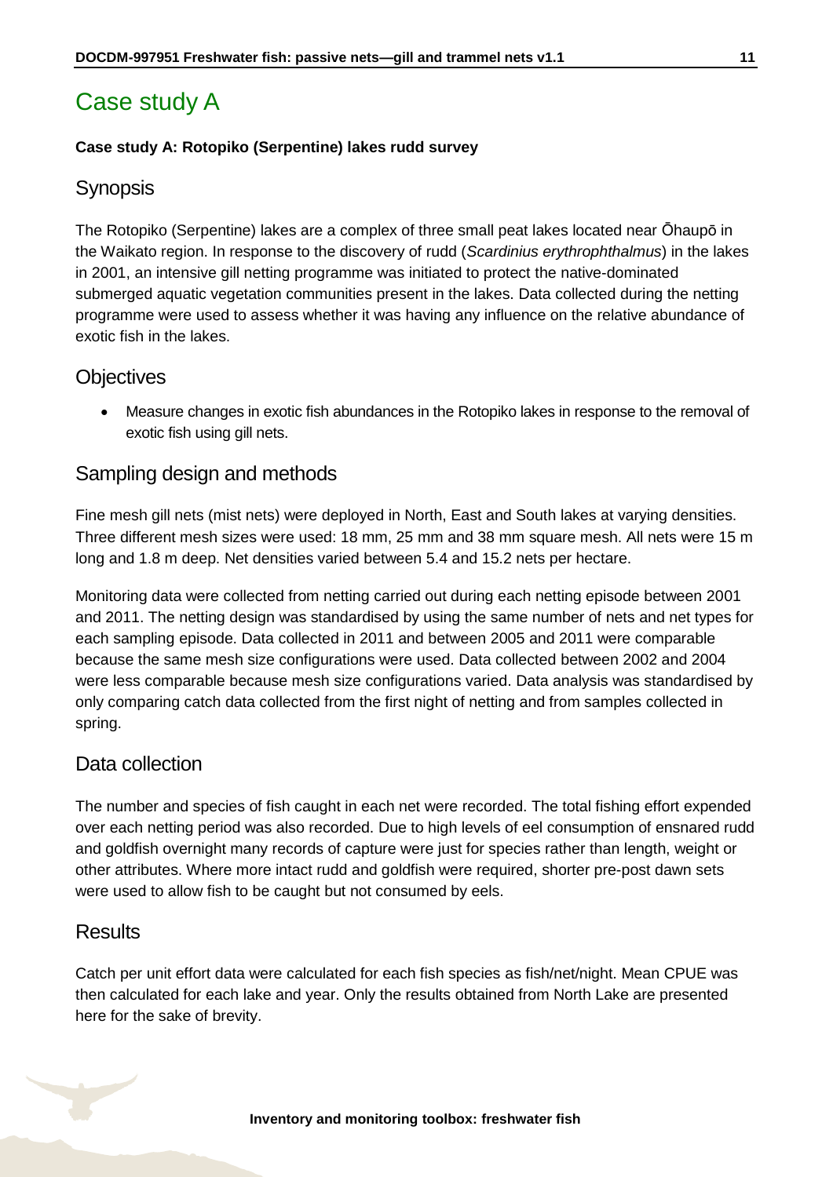# Case study A

**Case study A: Rotopiko (Serpentine) lakes rudd survey**

## Synopsis

The Rotopiko (Serpentine) lakes are a complex of three small peat lakes located near Ōhaupō in the Waikato region. In response to the discovery of rudd (*Scardinius erythrophthalmus*) in the lakes in 2001, an intensive gill netting programme was initiated to protect the native-dominated submerged aquatic vegetation communities present in the lakes. Data collected during the netting programme were used to assess whether it was having any influence on the relative abundance of exotic fish in the lakes.

## Objectives

- Measure changes in exotic fish abundances in the Rotopiko lakes in response to the removal of exotic fish using gill nets.

## Sampling design and methods

Fine mesh gill nets (mist nets) were deployed in North, East and South lakes at varying densities. Three different mesh sizes were used: 18 mm, 25 mm and 38 mm square mesh. All nets were 15 m long and 1.8 m deep. Net densities varied between 5.4 and 15.2 nets per hectare.

Monitoring data were collected from netting carried out during each netting episode between 2001 and 2011. The netting design was standardised by using the same number of nets and net types for each sampling episode. Data collected in 2011 and between 2005 and 2011 were comparable because the same mesh size configurations were used. Data collected between 2002 and 2004 were less comparable because mesh size configurations varied. Data analysis was standardised by only comparing catch data collected from the first night of netting and from samples collected in spring.

## Data collection

The number and species of fish caught in each net were recorded. The total fishing effort expended over each netting period was also recorded. Due to high levels of eel consumption of ensnared rudd and goldfish overnight many records of capture were just for species rather than length, weight or other attributes. Where more intact rudd and goldfish were required, shorter pre-post dawn sets were used to allow fish to be caught but not consumed by eels.

## Results

Catch per unit effort data were calculated for each fish species as fish/net/night. Mean CPUE was then calculated for each lake and year. Only the results obtained from North Lake are presented here for the sake of brevity.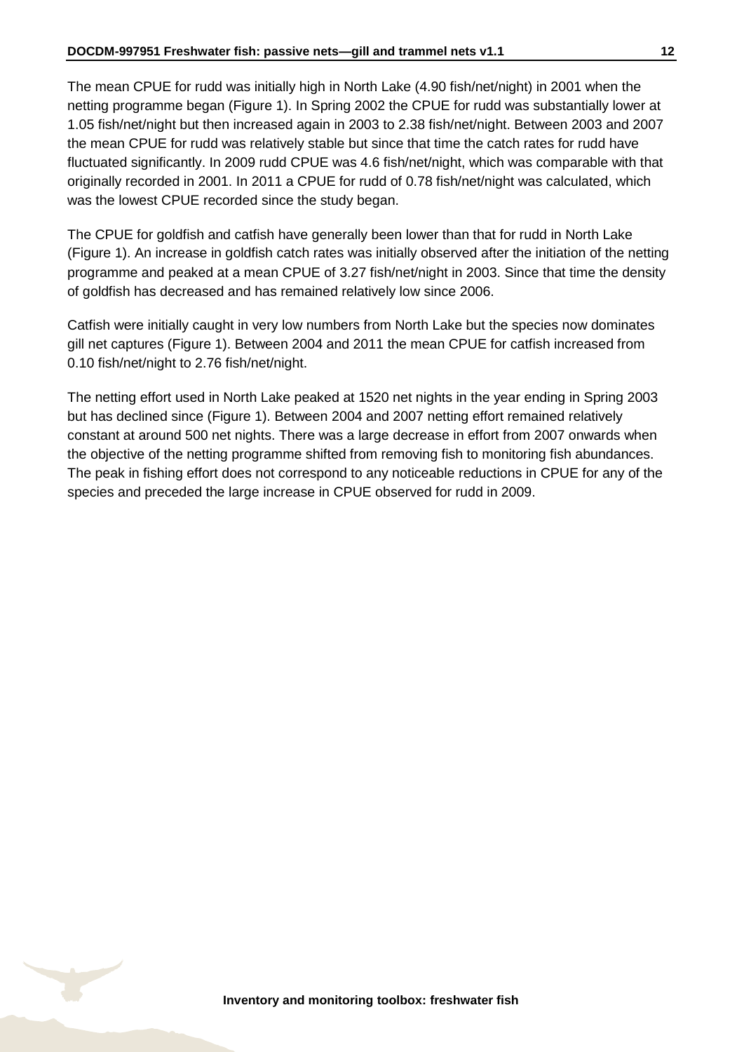The mean CPUE for rudd was initially high in North Lake (4.90 fish/net/night) in 2001 when the netting programme began (Figure 1). In Spring 2002 the CPUE for rudd was substantially lower at 1.05 fish/net/night but then increased again in 2003 to 2.38 fish/net/night. Between 2003 and 2007 the mean CPUE for rudd was relatively stable but since that time the catch rates for rudd have fluctuated significantly. In 2009 rudd CPUE was 4.6 fish/net/night, which was comparable with that originally recorded in 2001. In 2011 a CPUE for rudd of 0.78 fish/net/night was calculated, which was the lowest CPUE recorded since the study began.

The CPUE for goldfish and catfish have generally been lower than that for rudd in North Lake (Figure 1). An increase in goldfish catch rates was initially observed after the initiation of the netting programme and peaked at a mean CPUE of 3.27 fish/net/night in 2003. Since that time the density of goldfish has decreased and has remained relatively low since 2006.

Catfish were initially caught in very low numbers from North Lake but the species now dominates gill net captures (Figure 1). Between 2004 and 2011 the mean CPUE for catfish increased from 0.10 fish/net/night to 2.76 fish/net/night.

The netting effort used in North Lake peaked at 1520 net nights in the year ending in Spring 2003 but has declined since (Figure 1). Between 2004 and 2007 netting effort remained relatively constant at around 500 net nights. There was a large decrease in effort from 2007 onwards when the objective of the netting programme shifted from removing fish to monitoring fish abundances. The peak in fishing effort does not correspond to any noticeable reductions in CPUE for any of the species and preceded the large increase in CPUE observed for rudd in 2009.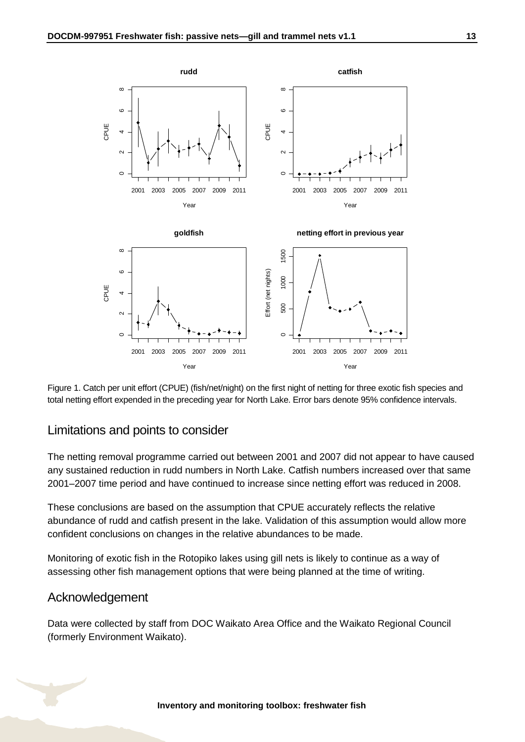Figure 1. Catch per unit effort (CPUE) (fish/net/night) on the first night of netting for three exotic fish species and total netting effort expended in the preceding year for North Lake. Error bars denote 95% confidence intervals.

## Limitations and points to consider

The netting removal programme carried out between 2001 and 2007 did not appear to have caused any sustained reduction in rudd numbers in North Lake. Catfish numbers increased over that same 2001–2007 time period and have continued to increase since netting effort was reduced in 2008.

These conclusions are based on the assumption that CPUE accurately reflects the relative abundance of rudd and catfish present in the lake. Validation of this assumption would allow more confident conclusions on changes in the relative abundances to be made.

Monitoring of exotic fish in the Rotopiko lakes using gill nets is likely to continue as a way of assessing other fish management options that were being planned at the time of writing.

## Acknowledgement

Data were collected by staff from DOC Waikato Area Office and the Waikato Regional Council (formerly Environment Waikato).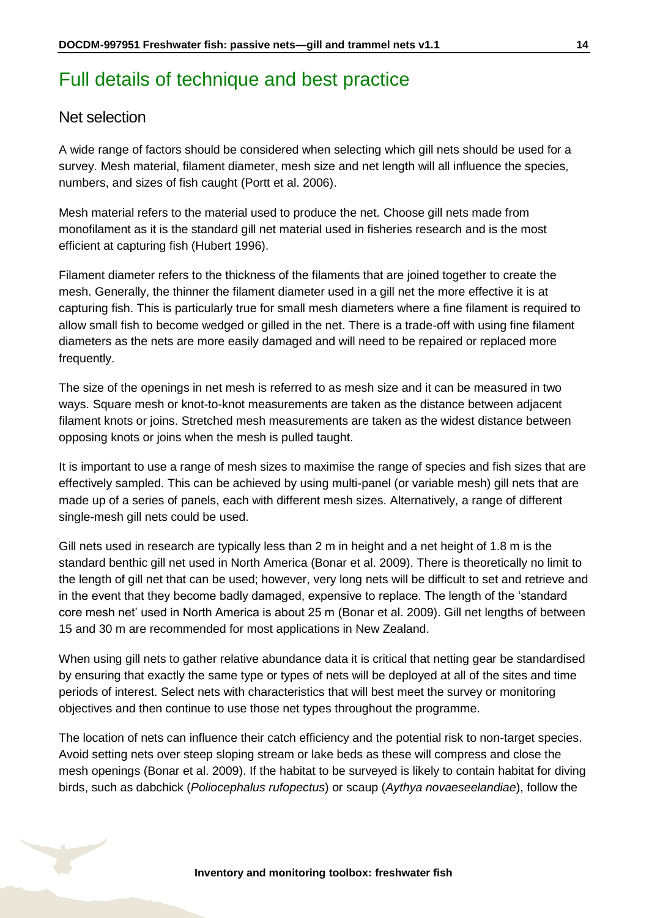# Full details of technique and best practice

## Net selection

A wide range of factors should be considered when selecting which gill nets should be used for a survey. Mesh material, filament diameter, mesh size and net length will all influence the species, numbers, and sizes of fish caught (Portt et al. 2006).

Mesh material refers to the material used to produce the net. Choose gill nets made from monofilament as it is the standard gill net material used in fisheries research and is the most efficient at capturing fish (Hubert 1996).

Filament diameter refers to the thickness of the filaments that are joined together to create the mesh. Generally, the thinner the filament diameter used in a gill net the more effective it is at capturing fish. This is particularly true for small mesh diameters where a fine filament is required to allow small fish to become wedged or gilled in the net. There is a trade-off with using fine filament diameters as the nets are more easily damaged and will need to be repaired or replaced more frequently.

The size of the openings in net mesh is referred to as mesh size and it can be measured in two ways. Square mesh or knot-to-knot measurements are taken as the distance between adjacent filament knots or joins. Stretched mesh measurements are taken as the widest distance between opposing knots or joins when the mesh is pulled taught.

It is important to use a range of mesh sizes to maximise the range of species and fish sizes that are effectively sampled. This can be achieved by using multi-panel (or variable mesh) gill nets that are made up of a series of panels, each with different mesh sizes. Alternatively, a range of different single-mesh gill nets could be used.

Gill nets used in research are typically less than 2 m in height and a net height of 1.8 m is the standard benthic gill net used in North America (Bonar et al. 2009). There is theoretically no limit to the length of gill net that can be used; however, very long nets will be difficult to set and retrieve and in the event that they become badly damaged, expensive to replace. The length of the 'standard core mesh net' used in North America is about 25 m (Bonar et al. 2009). Gill net lengths of between 15 and 30 m are recommended for most applications in New Zealand.

When using gill nets to gather relative abundance data it is critical that netting gear be standardised by ensuring that exactly the same type or types of nets will be deployed at all of the sites and time periods of interest. Select nets with characteristics that will best meet the survey or monitoring objectives and then continue to use those net types throughout the programme.

The location of nets can influence their catch efficiency and the potential risk to non-target species. Avoid setting nets over steep sloping stream or lake beds as these will compress and close the mesh openings (Bonar et al. 2009). If the habitat to be surveyed is likely to contain habitat for diving birds, such as dabchick (*Poliocephalus rufopectus*) or scaup (*Aythya novaeseelandiae*), follow the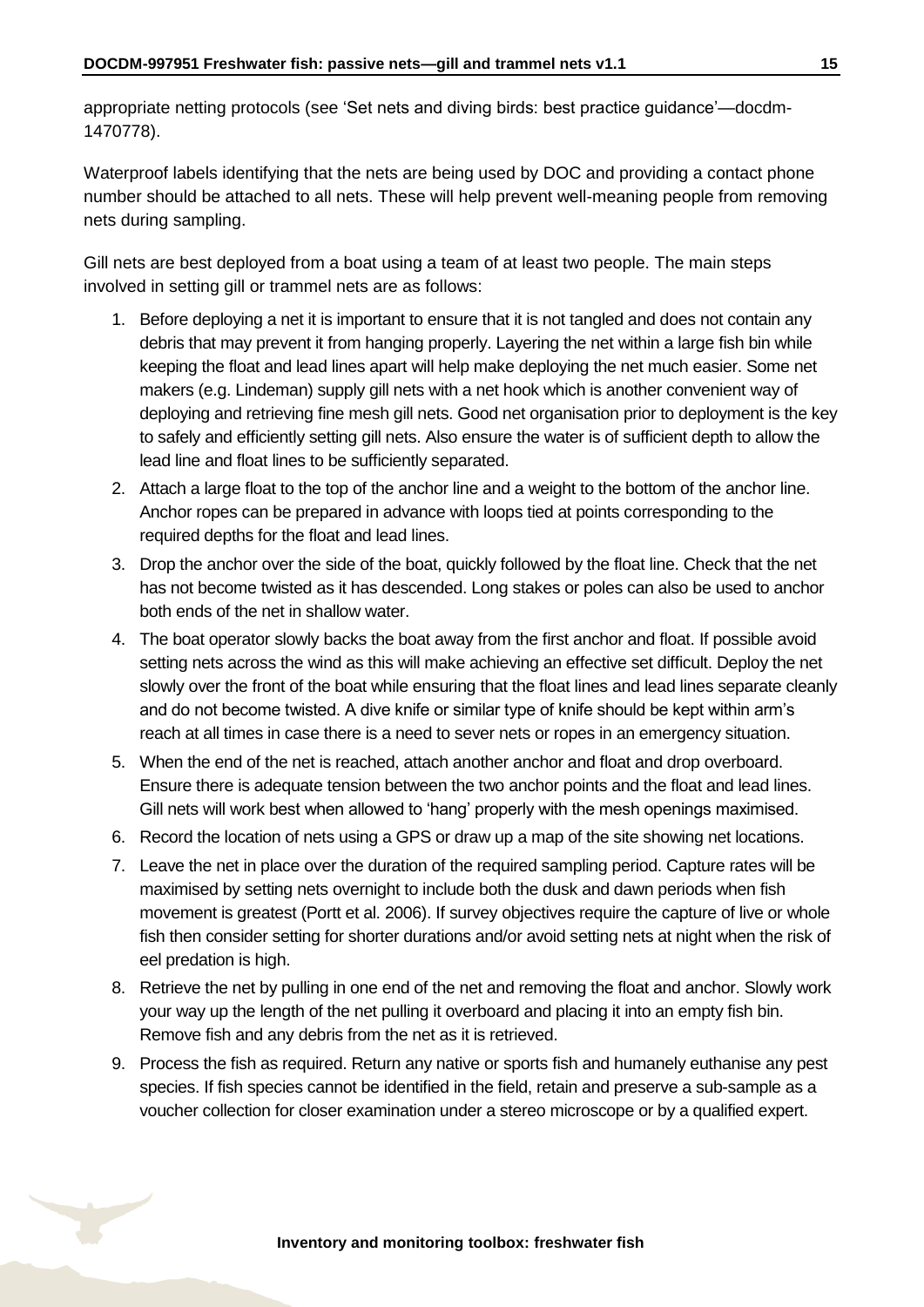appropriate netting protocols (see 'Set nets and diving birds: best practice guidance'—docdm-1470778).

Waterproof labels identifying that the nets are being used by DOC and providing a contact phone number should be attached to all nets. These will help prevent well-meaning people from removing nets during sampling.

Gill nets are best deployed from a boat using a team of at least two people. The main steps involved in setting gill or trammel nets are as follows:

1. Before deploying a net it is important to ensure that it is not tangled and does not contain any debris that may prevent it from hanging properly. Layering the net within a large fish bin while keeping the float and lead lines apart will help make deploying the net much easier. Some net makers (e.g. Lindeman) supply gill nets with a net hook which is another convenient way of deploying and retrieving fine mesh gill nets. Good net organisation prior to deployment is the key to safely and efficiently setting gill nets. Also ensure the water is of sufficient depth to allow the lead line and float lines to be sufficiently separated.
2. Attach a large float to the top of the anchor line and a weight to the bottom of the anchor line. Anchor ropes can be prepared in advance with loops tied at points corresponding to the required depths for the float and lead lines.
3. Drop the anchor over the side of the boat, quickly followed by the float line. Check that the net has not become twisted as it has descended. Long stakes or poles can also be used to anchor both ends of the net in shallow water.
4. The boat operator slowly backs the boat away from the first anchor and float. If possible avoid setting nets across the wind as this will make achieving an effective set difficult. Deploy the net slowly over the front of the boat while ensuring that the float lines and lead lines separate cleanly and do not become twisted. A dive knife or similar type of knife should be kept within arm's reach at all times in case there is a need to sever nets or ropes in an emergency situation.
5. When the end of the net is reached, attach another anchor and float and drop overboard. Ensure there is adequate tension between the two anchor points and the float and lead lines. Gill nets will work best when allowed to 'hang' properly with the mesh openings maximised.
6. Record the location of nets using a GPS or draw up a map of the site showing net locations.
7. Leave the net in place over the duration of the required sampling period. Capture rates will be maximised by setting nets overnight to include both the dusk and dawn periods when fish movement is greatest (Portt et al. 2006). If survey objectives require the capture of live or whole fish then consider setting for shorter durations and/or avoid setting nets at night when the risk of eel predation is high.
8. Retrieve the net by pulling in one end of the net and removing the float and anchor. Slowly work your way up the length of the net pulling it overboard and placing it into an empty fish bin. Remove fish and any debris from the net as it is retrieved.
9. Process the fish as required. Return any native or sports fish and humanely euthanise any pest species. If fish species cannot be identified in the field, retain and preserve a sub-sample as a voucher collection for closer examination under a stereo microscope or by a qualified expert.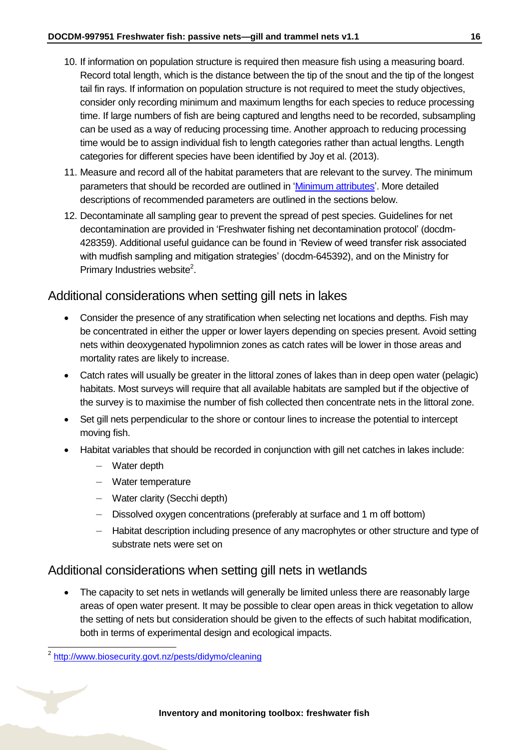10. If information on population structure is required then measure fish using a measuring board. Record total length, which is the distance between the tip of the snout and the tip of the longest tail fin rays. If information on population structure is not required to meet the study objectives, consider only recording minimum and maximum lengths for each species to reduce processing time. If large numbers of fish are being captured and lengths need to be recorded, subsampling can be used as a way of reducing processing time. Another approach to reducing processing time would be to assign individual fish to length categories rather than actual lengths. Length categories for different species have been identified by Joy et al. (2013).
11. Measure and record all of the habitat parameters that are relevant to the survey. The minimum parameters that should be recorded are outlined in 'Minimum attributes'. More detailed descriptions of recommended parameters are outlined in the sections below.
12. Decontaminate all sampling gear to prevent the spread of pest species. Guidelines for net decontamination are provided in 'Freshwater fishing net decontamination protocol' (docdm-428359). Additional useful guidance can be found in 'Review of weed transfer risk associated with mudfish sampling and mitigation strategies' (docdm-645392), and on the Ministry for Primary Industries website[2].

## Additional considerations when setting gill nets in lakes

- Consider the presence of any stratification when selecting net locations and depths. Fish may be concentrated in either the upper or lower layers depending on species present. Avoid setting nets within deoxygenated hypolimnion zones as catch rates will be lower in those areas and mortality rates are likely to increase.
- Catch rates will usually be greater in the littoral zones of lakes than in deep open water (pelagic) habitats. Most surveys will require that all available habitats are sampled but if the objective of the survey is to maximise the number of fish collected then concentrate nets in the littoral zone.
- Set gill nets perpendicular to the shore or contour lines to increase the potential to intercept moving fish.
- Habitat variables that should be recorded in conjunction with gill net catches in lakes include:
  - Water depth
  - Water temperature
  - Water clarity (Secchi depth)
  - Dissolved oxygen concentrations (preferably at surface and 1 m off bottom)
  - Habitat description including presence of any macrophytes or other structure and type of substrate nets were set on

## Additional considerations when setting gill nets in wetlands

- The capacity to set nets in wetlands will generally be limited unless there are reasonably large areas of open water present. It may be possible to clear open areas in thick vegetation to allow the setting of nets but consideration should be given to the effects of such habitat modification, both in terms of experimental design and ecological impacts.

[2] http://www.biosecurity.govt.nz/pests/didymo/cleaning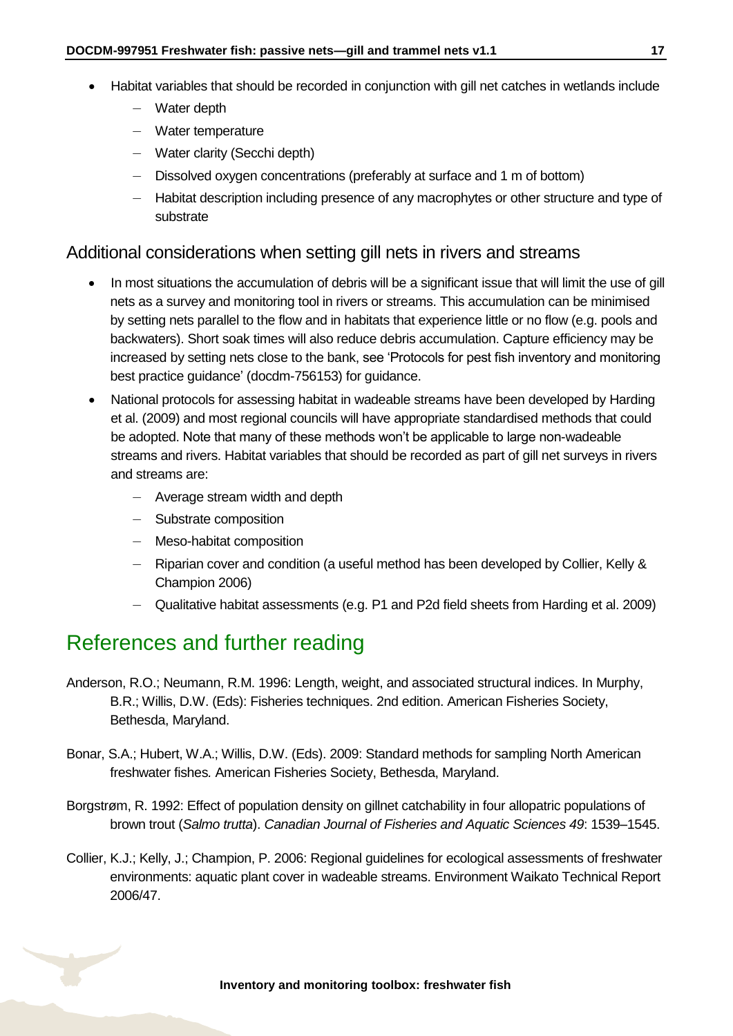- Habitat variables that should be recorded in conjunction with gill net catches in wetlands include
  - Water depth
  - Water temperature
  - Water clarity (Secchi depth)
  - Dissolved oxygen concentrations (preferably at surface and 1 m of bottom)
  - Habitat description including presence of any macrophytes or other structure and type of substrate

### Additional considerations when setting gill nets in rivers and streams

- In most situations the accumulation of debris will be a significant issue that will limit the use of gill nets as a survey and monitoring tool in rivers or streams. This accumulation can be minimised by setting nets parallel to the flow and in habitats that experience little or no flow (e.g. pools and backwaters). Short soak times will also reduce debris accumulation. Capture efficiency may be increased by setting nets close to the bank, see 'Protocols for pest fish inventory and monitoring best practice guidance' (docdm-756153) for guidance.
- National protocols for assessing habitat in wadeable streams have been developed by Harding et al. (2009) and most regional councils will have appropriate standardised methods that could be adopted. Note that many of these methods won't be applicable to large non-wadeable streams and rivers. Habitat variables that should be recorded as part of gill net surveys in rivers and streams are:
  - Average stream width and depth
  - Substrate composition
  - Meso-habitat composition
  - Riparian cover and condition (a useful method has been developed by Collier, Kelly & Champion 2006)
  - Qualitative habitat assessments (e.g. P1 and P2d field sheets from Harding et al. 2009)

## References and further reading

Anderson, R.O.; Neumann, R.M. 1996: Length, weight, and associated structural indices. In Murphy, B.R.; Willis, D.W. (Eds): Fisheries techniques. 2nd edition. American Fisheries Society, Bethesda, Maryland.

Bonar, S.A.; Hubert, W.A.; Willis, D.W. (Eds). 2009: Standard methods for sampling North American freshwater fishes*.* American Fisheries Society, Bethesda, Maryland.

Borgstrøm, R. 1992: Effect of population density on gillnet catchability in four allopatric populations of brown trout (*Salmo trutta*). *Canadian Journal of Fisheries and Aquatic Sciences 49*: 1539–1545.

Collier, K.J.; Kelly, J.; Champion, P. 2006: Regional guidelines for ecological assessments of freshwater environments: aquatic plant cover in wadeable streams. Environment Waikato Technical Report 2006/47.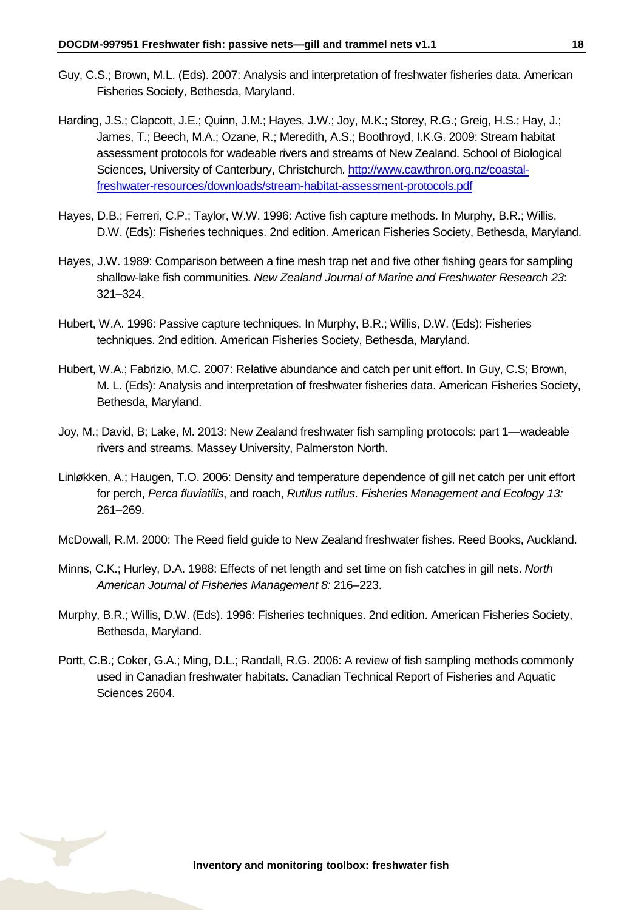Guy, C.S.; Brown, M.L. (Eds). 2007: Analysis and interpretation of freshwater fisheries data. American Fisheries Society, Bethesda, Maryland.

Harding, J.S.; Clapcott, J.E.; Quinn, J.M.; Hayes, J.W.; Joy, M.K.; Storey, R.G.; Greig, H.S.; Hay, J.; James, T.; Beech, M.A.; Ozane, R.; Meredith, A.S.; Boothroyd, I.K.G. 2009: Stream habitat assessment protocols for wadeable rivers and streams of New Zealand. School of Biological Sciences, University of Canterbury, Christchurch. [http://www.cawthron.org.nz/coastal-freshwater-resources/downloads/stream-habitat-assessment-protocols.pdf](http://www.cawthron.org.nz/coastal-freshwater-resources/downloads/stream-habitat-assessment-protocols.pdf)

Hayes, D.B.; Ferreri, C.P.; Taylor, W.W. 1996: Active fish capture methods. In Murphy, B.R.; Willis, D.W. (Eds): Fisheries techniques. 2nd edition. American Fisheries Society, Bethesda, Maryland.

Hayes, J.W. 1989: Comparison between a fine mesh trap net and five other fishing gears for sampling shallow-lake fish communities. *New Zealand Journal of Marine and Freshwater Research 23*: 321–324.

Hubert, W.A. 1996: Passive capture techniques. In Murphy, B.R.; Willis, D.W. (Eds): Fisheries techniques. 2nd edition. American Fisheries Society, Bethesda, Maryland.

Hubert, W.A.; Fabrizio, M.C. 2007: Relative abundance and catch per unit effort. In Guy, C.S; Brown, M. L. (Eds): Analysis and interpretation of freshwater fisheries data. American Fisheries Society, Bethesda, Maryland.

Joy, M.; David, B; Lake, M. 2013: New Zealand freshwater fish sampling protocols: part 1—wadeable rivers and streams. Massey University, Palmerston North.

Linløkken, A.; Haugen, T.O. 2006: Density and temperature dependence of gill net catch per unit effort for perch, *Perca fluviatilis*, and roach, *Rutilus rutilus*. *Fisheries Management and Ecology 13:* 261–269.

McDowall, R.M. 2000: The Reed field guide to New Zealand freshwater fishes. Reed Books, Auckland.

Minns, C.K.; Hurley, D.A. 1988: Effects of net length and set time on fish catches in gill nets. *North American Journal of Fisheries Management 8:* 216–223.

Murphy, B.R.; Willis, D.W. (Eds). 1996: Fisheries techniques. 2nd edition. American Fisheries Society, Bethesda, Maryland.

Portt, C.B.; Coker, G.A.; Ming, D.L.; Randall, R.G. 2006: A review of fish sampling methods commonly used in Canadian freshwater habitats. Canadian Technical Report of Fisheries and Aquatic Sciences 2604.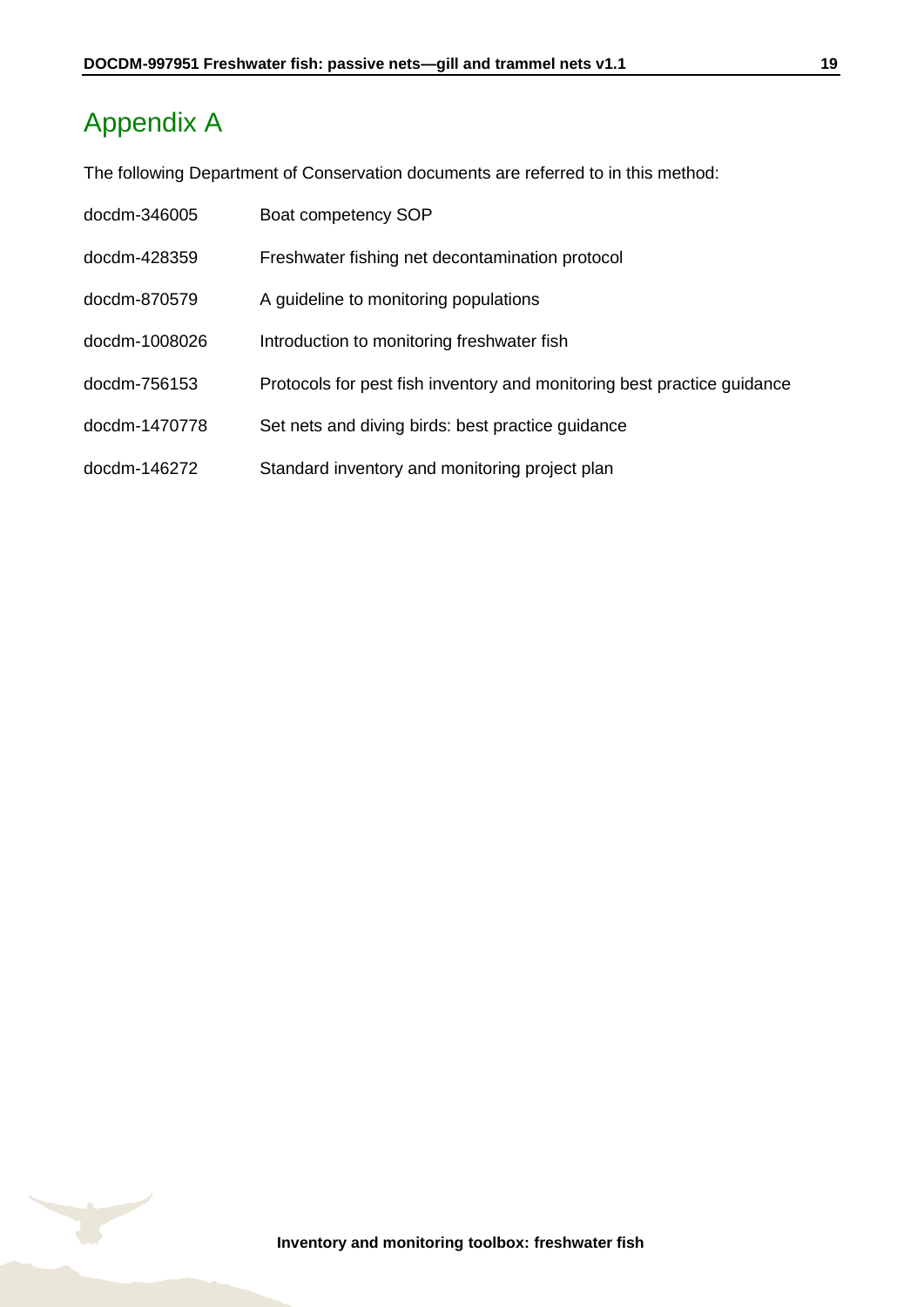# Appendix A

The following Department of Conservation documents are referred to in this method:

| | |
|---|---|
| docdm-346005 | Boat competency SOP |
| docdm-428359 | Freshwater fishing net decontamination protocol |
| docdm-870579 | A guideline to monitoring populations |
| docdm-1008026 | Introduction to monitoring freshwater fish |
| docdm-756153 | Protocols for pest fish inventory and monitoring best practice guidance |
| docdm-1470778 | Set nets and diving birds: best practice guidance |
| docdm-146272 | Standard inventory and monitoring project plan |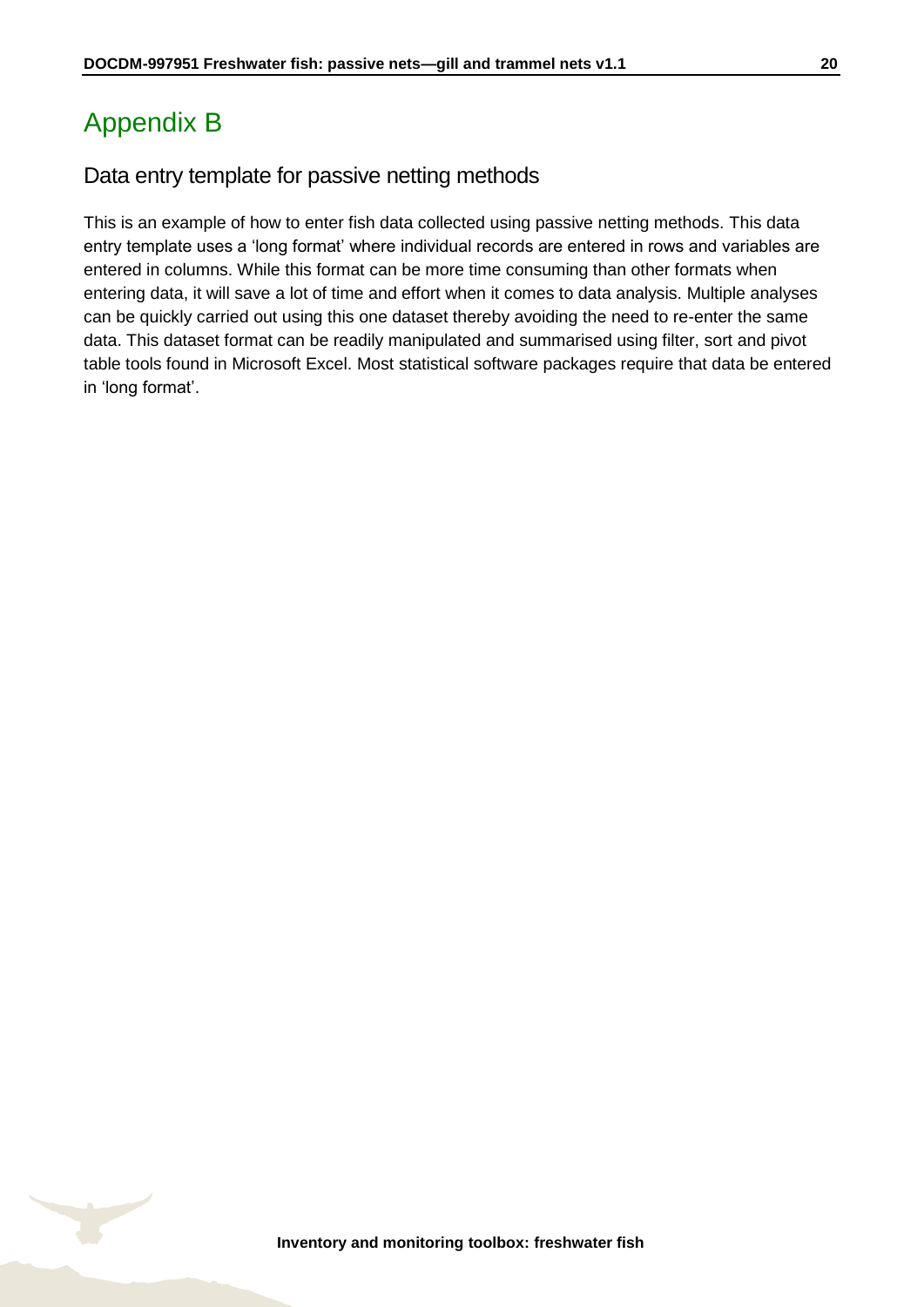# Appendix B

## Data entry template for passive netting methods

This is an example of how to enter fish data collected using passive netting methods. This data entry template uses a 'long format' where individual records are entered in rows and variables are entered in columns. While this format can be more time consuming than other formats when entering data, it will save a lot of time and effort when it comes to data analysis. Multiple analyses can be quickly carried out using this one dataset thereby avoiding the need to re-enter the same data. This dataset format can be readily manipulated and summarised using filter, sort and pivot table tools found in Microsoft Excel. Most statistical software packages require that data be entered in 'long format'.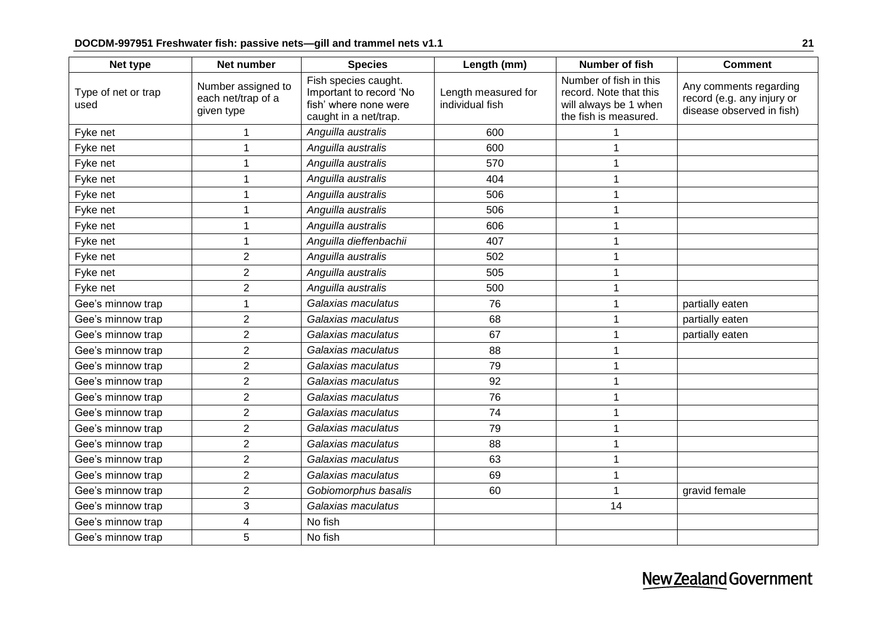| Net type | Net number | Species | Length (mm) | Number of fish | Comment |
|---|---|---|---|---|---|
| Type of net or trap used | Number assigned to each net/trap of a given type | Fish species caught. Important to record 'No fish' where none were caught in a net/trap. | Length measured for individual fish | Number of fish in this record. Note that this will always be 1 when the fish is measured. | Any comments regarding record (e.g. any injury or disease observed in fish) |
| Fyke net | 1 | *Anguilla australis* | 600 | 1 | |
| Fyke net | 1 | *Anguilla australis* | 600 | 1 | |
| Fyke net | 1 | *Anguilla australis* | 570 | 1 | |
| Fyke net | 1 | *Anguilla australis* | 404 | 1 | |
| Fyke net | 1 | *Anguilla australis* | 506 | 1 | |
| Fyke net | 1 | *Anguilla australis* | 506 | 1 | |
| Fyke net | 1 | *Anguilla australis* | 606 | 1 | |
| Fyke net | 1 | *Anguilla dieffenbachii* | 407 | 1 | |
| Fyke net | 2 | *Anguilla australis* | 502 | 1 | |
| Fyke net | 2 | *Anguilla australis* | 505 | 1 | |
| Fyke net | 2 | *Anguilla australis* | 500 | 1 | |
| Gee's minnow trap | 1 | *Galaxias maculatus* | 76 | 1 | partially eaten |
| Gee's minnow trap | 2 | *Galaxias maculatus* | 68 | 1 | partially eaten |
| Gee's minnow trap | 2 | *Galaxias maculatus* | 67 | 1 | partially eaten |
| Gee's minnow trap | 2 | *Galaxias maculatus* | 88 | 1 | |
| Gee's minnow trap | 2 | *Galaxias maculatus* | 79 | 1 | |
| Gee's minnow trap | 2 | *Galaxias maculatus* | 92 | 1 | |
| Gee's minnow trap | 2 | *Galaxias maculatus* | 76 | 1 | |
| Gee's minnow trap | 2 | *Galaxias maculatus* | 74 | 1 | |
| Gee's minnow trap | 2 | *Galaxias maculatus* | 79 | 1 | |
| Gee's minnow trap | 2 | *Galaxias maculatus* | 88 | 1 | |
| Gee's minnow trap | 2 | *Galaxias maculatus* | 63 | 1 | |
| Gee's minnow trap | 2 | *Galaxias maculatus* | 69 | 1 | |
| Gee's minnow trap | 2 | *Gobiomorphus basalis* | 60 | 1 | gravid female |
| Gee's minnow trap | 3 | *Galaxias maculatus* | | 14 | |
| Gee's minnow trap | 4 | No fish | | | |
| Gee's minnow trap | 5 | No fish | | | |